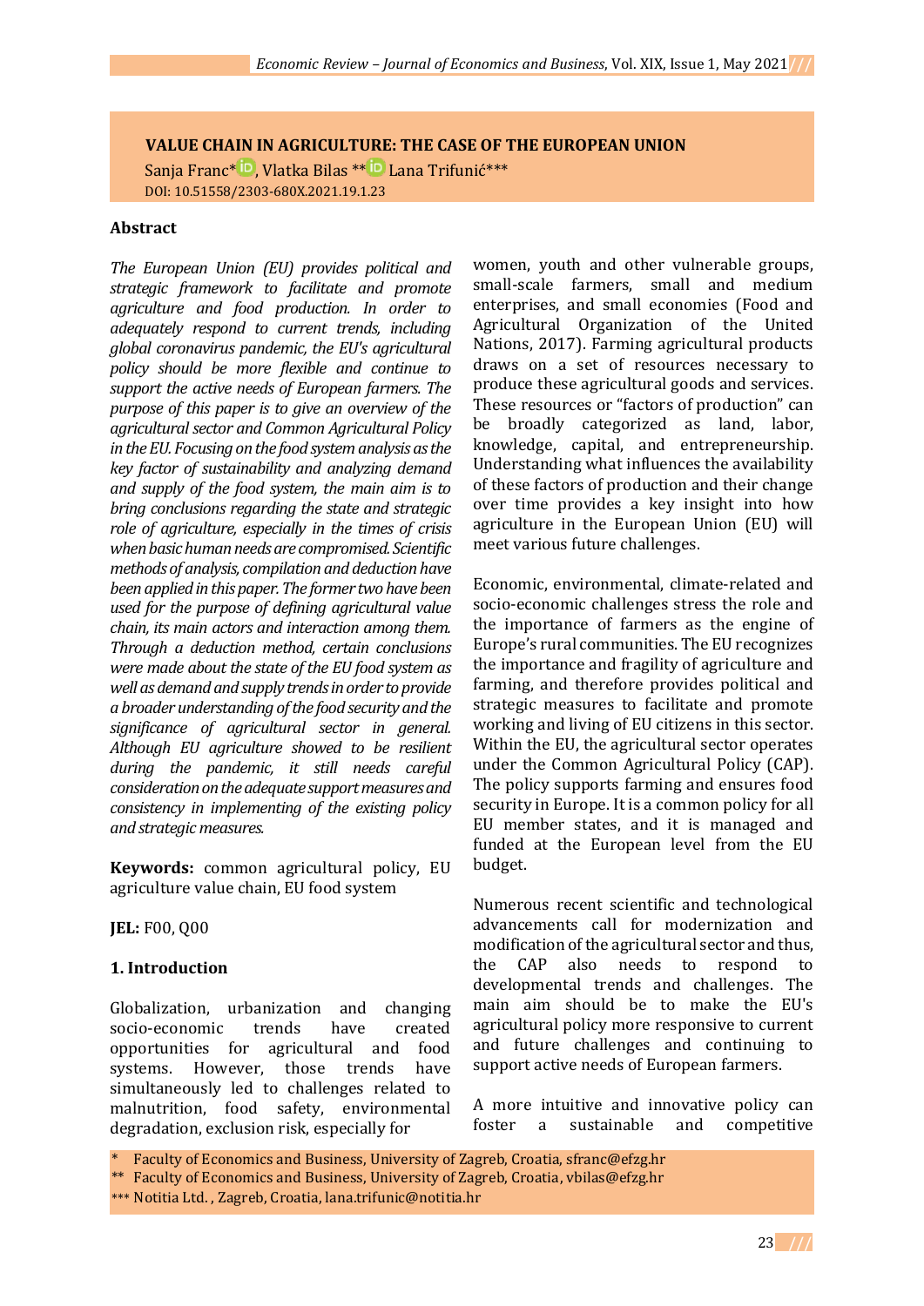# VALUE CHAIN IN AGRICULTURE: THE CASE OF THE EUROPEAN UNION

Sanja Franc*, Vlatka Bilas**, Lana Trifunić***

DOI: 10.51558/2303-680X.2021.19.1.23

## Abstract

*The European Union (EU) provides political and strategic framework to facilitate and promote agriculture and food production. In order to adequately respond to current trends, including global coronavirus pandemic, the EU's agricultural policy should be more flexible and continue to support the active needs of European farmers. The purpose of this paper is to give an overview of the agricultural sector and Common Agricultural Policy in the EU. Focusing on the food system analysis as the key factor of sustainability and analyzing demand and supply of the food system, the main aim is to bring conclusions regarding the state and strategic role of agriculture, especially in the times of crisis when basic human needs are compromised. Scientific methods of analysis, compilation and deduction have been applied in this paper. The former two have been used for the purpose of defining agricultural value chain, its main actors and interaction among them. Through a deduction method, certain conclusions were made about the state of the EU food system as well as demand and supply trends in order to provide a broader understanding of the food security and the significance of agricultural sector in general. Although EU agriculture showed to be resilient during the pandemic, it still needs careful consideration on the adequate support measures and consistency in implementing of the existing policy and strategic measures.*

**Keywords:** common agricultural policy, EU agriculture value chain, EU food system

**JEL:** F00, Q00

## 1. Introduction

Globalization, urbanization and changing socio-economic trends have created opportunities for agricultural and food systems. However, those trends have simultaneously led to challenges related to malnutrition, food safety, environmental degradation, exclusion risk, especially for women, youth and other vulnerable groups, small-scale farmers, small and medium enterprises, and small economies (Food and Agricultural Organization of the United Nations, 2017). Farming agricultural products draws on a set of resources necessary to produce these agricultural goods and services. These resources or "factors of production" can be broadly categorized as land, labor, knowledge, capital, and entrepreneurship. Understanding what influences the availability of these factors of production and their change over time provides a key insight into how agriculture in the European Union (EU) will meet various future challenges.

Economic, environmental, climate-related and socio-economic challenges stress the role and the importance of farmers as the engine of Europe's rural communities. The EU recognizes the importance and fragility of agriculture and farming, and therefore provides political and strategic measures to facilitate and promote working and living of EU citizens in this sector. Within the EU, the agricultural sector operates under the Common Agricultural Policy (CAP). The policy supports farming and ensures food security in Europe. It is a common policy for all EU member states, and it is managed and funded at the European level from the EU budget.

Numerous recent scientific and technological advancements call for modernization and modification of the agricultural sector and thus, the CAP also needs to respond to developmental trends and challenges. The main aim should be to make the EU's agricultural policy more responsive to current and future challenges and continuing to support active needs of European farmers.

A more intuitive and innovative policy can foster a sustainable and competitive

---

\* Faculty of Economics and Business, University of Zagreb, Croatia, sfranc@efzg.hr

\** Faculty of Economics and Business, University of Zagreb, Croatia, vbilas@efzg.hr

\*** Notitia Ltd., Zagreb, Croatia, lana.trifunic@notitia.hr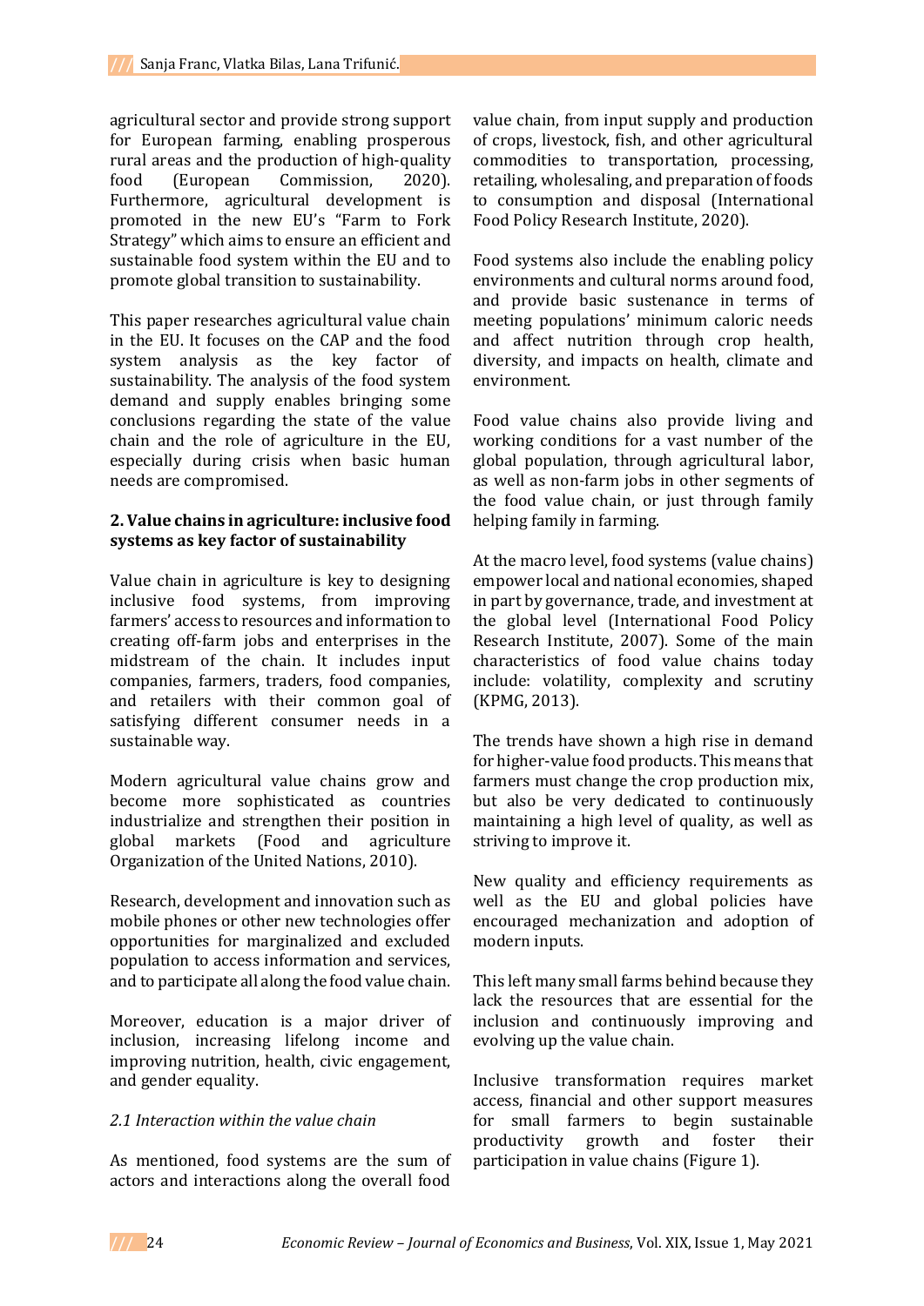agricultural sector and provide strong support for European farming, enabling prosperous rural areas and the production of high-quality food (European Commission, 2020). Furthermore, agricultural development is promoted in the new EU's "Farm to Fork Strategy" which aims to ensure an efficient and sustainable food system within the EU and to promote global transition to sustainability.

This paper researches agricultural value chain in the EU. It focuses on the CAP and the food system analysis as the key factor of sustainability. The analysis of the food system demand and supply enables bringing some conclusions regarding the state of the value chain and the role of agriculture in the EU, especially during crisis when basic human needs are compromised.

## 2. Value chains in agriculture: inclusive food systems as key factor of sustainability

Value chain in agriculture is key to designing inclusive food systems, from improving farmers' access to resources and information to creating off-farm jobs and enterprises in the midstream of the chain. It includes input companies, farmers, traders, food companies, and retailers with their common goal of satisfying different consumer needs in a sustainable way.

Modern agricultural value chains grow and become more sophisticated as countries industrialize and strengthen their position in global markets (Food and agriculture Organization of the United Nations, 2010).

Research, development and innovation such as mobile phones or other new technologies offer opportunities for marginalized and excluded population to access information and services, and to participate all along the food value chain.

Moreover, education is a major driver of inclusion, increasing lifelong income and improving nutrition, health, civic engagement, and gender equality.

### *2.1 Interaction within the value chain*

As mentioned, food systems are the sum of actors and interactions along the overall food value chain, from input supply and production of crops, livestock, fish, and other agricultural commodities to transportation, processing, retailing, wholesaling, and preparation of foods to consumption and disposal (International Food Policy Research Institute, 2020).

Food systems also include the enabling policy environments and cultural norms around food, and provide basic sustenance in terms of meeting populations' minimum caloric needs and affect nutrition through crop health, diversity, and impacts on health, climate and environment.

Food value chains also provide living and working conditions for a vast number of the global population, through agricultural labor, as well as non-farm jobs in other segments of the food value chain, or just through family helping family in farming.

At the macro level, food systems (value chains) empower local and national economies, shaped in part by governance, trade, and investment at the global level (International Food Policy Research Institute, 2007). Some of the main characteristics of food value chains today include: volatility, complexity and scrutiny (KPMG, 2013).

The trends have shown a high rise in demand for higher-value food products. This means that farmers must change the crop production mix, but also be very dedicated to continuously maintaining a high level of quality, as well as striving to improve it.

New quality and efficiency requirements as well as the EU and global policies have encouraged mechanization and adoption of modern inputs.

This left many small farms behind because they lack the resources that are essential for the inclusion and continuously improving and evolving up the value chain.

Inclusive transformation requires market access, financial and other support measures for small farmers to begin sustainable productivity growth and foster their participation in value chains (Figure 1).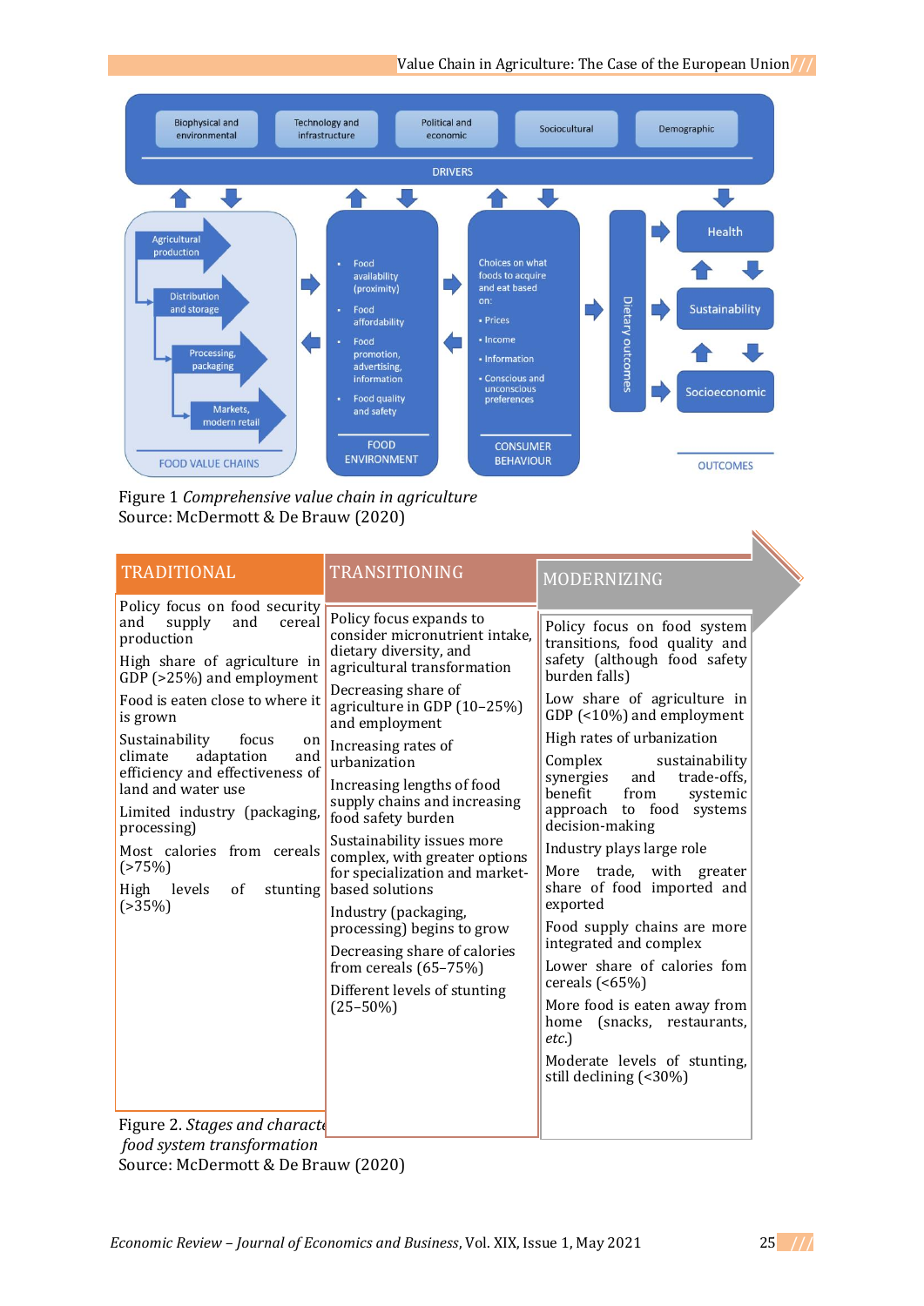| Biophysical and environmental | Technology and infrastructure | Political and economic | Sociocultural | Demographic |
|---|---|---|---|---|

DRIVERS

- Agricultural production
- Distribution and storage
- Processing, packaging
- Markets, modern retail

FOOD VALUE CHAINS

- Food availability (proximity)
- Food affordability
- Food promotion, advertising, information
- Food quality and safety

FOOD ENVIRONMENT

Choices on what foods to acquire and eat based on:

- Prices
- Income
- Information
- Conscious and unconscious preferences

CONSUMER BEHAVIOUR

Dietary outcomes

- Health
- Sustainability
- Socioeconomic

OUTCOMES

Figure 1 *Comprehensive value chain in agriculture*
Source: McDermott & De Brauw (2020)

| TRADITIONAL | TRANSITIONING | MODERNIZING |
|---|---|---|
| Policy focus on food security and supply and cereal production | Policy focus expands to consider micronutrient intake, dietary diversity, and agricultural transformation | Policy focus on food system transitions, food quality and safety (although food safety burden falls) |
| High share of agriculture in GDP (>25%) and employment | Decreasing share of agriculture in GDP (10–25%) and employment | Low share of agriculture in GDP (<10%) and employment |
| Food is eaten close to where it is grown | Increasing rates of urbanization | High rates of urbanization |
| Sustainability focus on climate adaptation and efficiency and effectiveness of land and water use | Increasing lengths of food supply chains and increasing food safety burden | Complex sustainability synergies and trade-offs, benefit from systemic approach to food systems decision-making |
| Limited industry (packaging, processing) | Sustainability issues more complex, with greater options for specialization and market-based solutions | Industry plays large role |
| Most calories from cereals (>75%) | Industry (packaging, processing) begins to grow | More trade, with greater share of food imported and exported |
| High levels of stunting (>35%) | Decreasing share of calories from cereals (65–75%) | Food supply chains are more integrated and complex |
| | Different levels of stunting (25–50%) | Lower share of calories fom cereals (<65%) |
| | | More food is eaten away from home (snacks, restaurants, *etc.*) |
| | | Moderate levels of stunting, still declining (<30%) |

Figure 2. *Stages and characteristics of food system transformation*
Source: McDermott & De Brauw (2020)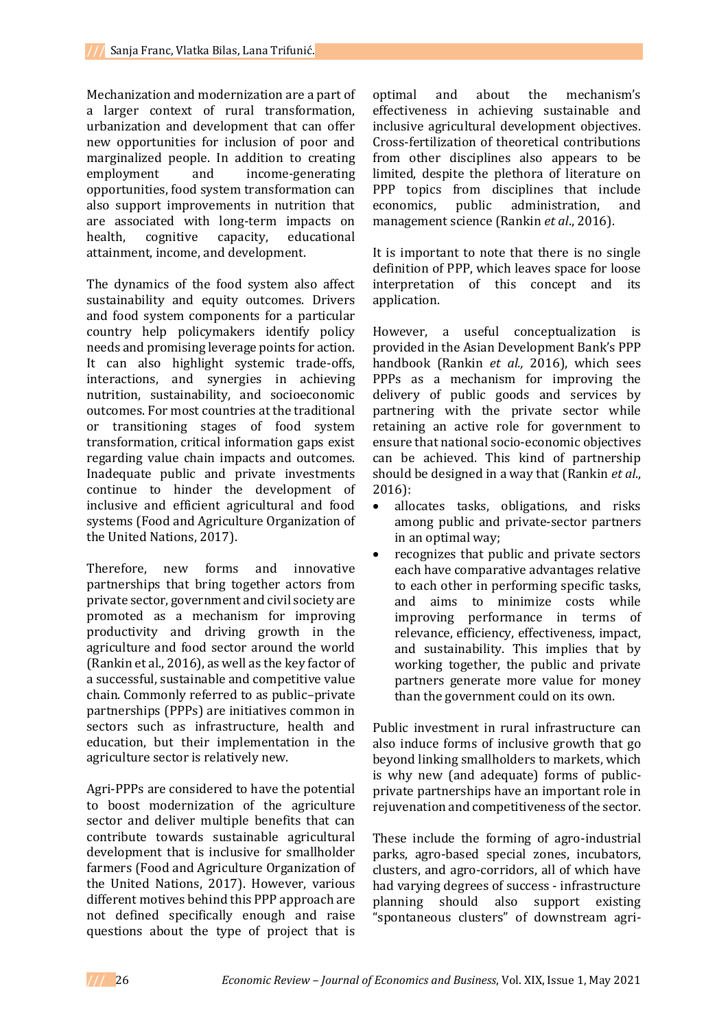Mechanization and modernization are a part of a larger context of rural transformation, urbanization and development that can offer new opportunities for inclusion of poor and marginalized people. In addition to creating employment and income-generating opportunities, food system transformation can also support improvements in nutrition that are associated with long-term impacts on health, cognitive capacity, educational attainment, income, and development.

The dynamics of the food system also affect sustainability and equity outcomes. Drivers and food system components for a particular country help policymakers identify policy needs and promising leverage points for action. It can also highlight systemic trade-offs, interactions, and synergies in achieving nutrition, sustainability, and socioeconomic outcomes. For most countries at the traditional or transitioning stages of food system transformation, critical information gaps exist regarding value chain impacts and outcomes. Inadequate public and private investments continue to hinder the development of inclusive and efficient agricultural and food systems (Food and Agriculture Organization of the United Nations, 2017).

Therefore, new forms and innovative partnerships that bring together actors from private sector, government and civil society are promoted as a mechanism for improving productivity and driving growth in the agriculture and food sector around the world (Rankin et al., 2016), as well as the key factor of a successful, sustainable and competitive value chain. Commonly referred to as public–private partnerships (PPPs) are initiatives common in sectors such as infrastructure, health and education, but their implementation in the agriculture sector is relatively new.

Agri-PPPs are considered to have the potential to boost modernization of the agriculture sector and deliver multiple benefits that can contribute towards sustainable agricultural development that is inclusive for smallholder farmers (Food and Agriculture Organization of the United Nations, 2017). However, various different motives behind this PPP approach are not defined specifically enough and raise questions about the type of project that is optimal and about the mechanism's effectiveness in achieving sustainable and inclusive agricultural development objectives. Cross-fertilization of theoretical contributions from other disciplines also appears to be limited, despite the plethora of literature on PPP topics from disciplines that include economics, public administration, and management science (Rankin *et al*., 2016).

It is important to note that there is no single definition of PPP, which leaves space for loose interpretation of this concept and its application.

However, a useful conceptualization is provided in the Asian Development Bank's PPP handbook (Rankin *et al.,* 2016), which sees PPPs as a mechanism for improving the delivery of public goods and services by partnering with the private sector while retaining an active role for government to ensure that national socio-economic objectives can be achieved. This kind of partnership should be designed in a way that (Rankin *et al*., 2016):

- allocates tasks, obligations, and risks among public and private-sector partners in an optimal way;
- recognizes that public and private sectors each have comparative advantages relative to each other in performing specific tasks, and aims to minimize costs while improving performance in terms of relevance, efficiency, effectiveness, impact, and sustainability. This implies that by working together, the public and private partners generate more value for money than the government could on its own.

Public investment in rural infrastructure can also induce forms of inclusive growth that go beyond linking smallholders to markets, which is why new (and adequate) forms of public-private partnerships have an important role in rejuvenation and competitiveness of the sector.

These include the forming of agro-industrial parks, agro-based special zones, incubators, clusters, and agro-corridors, all of which have had varying degrees of success - infrastructure planning should also support existing "spontaneous clusters" of downstream agri-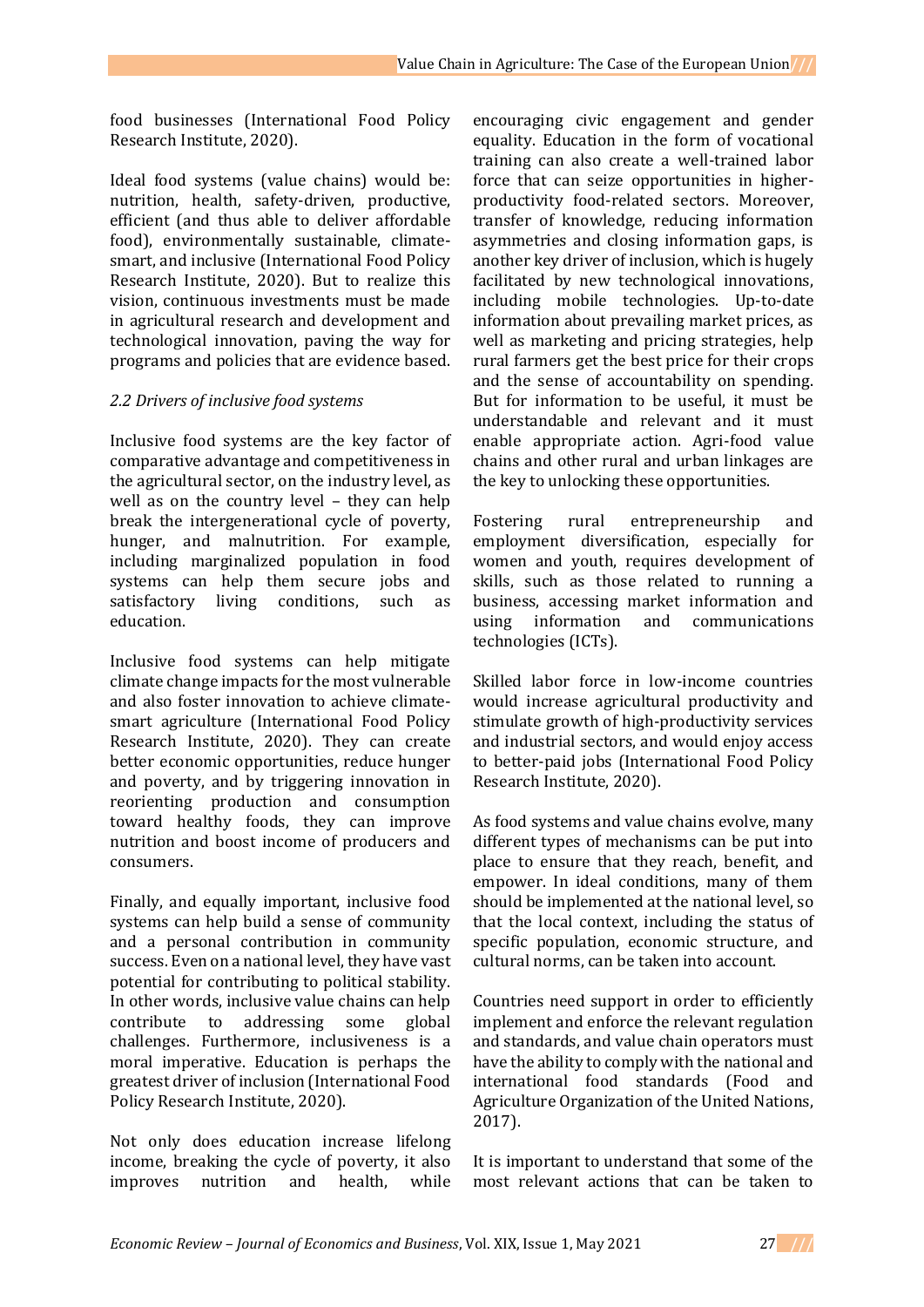food businesses (International Food Policy Research Institute, 2020).

Ideal food systems (value chains) would be: nutrition, health, safety-driven, productive, efficient (and thus able to deliver affordable food), environmentally sustainable, climate-smart, and inclusive (International Food Policy Research Institute, 2020). But to realize this vision, continuous investments must be made in agricultural research and development and technological innovation, paving the way for programs and policies that are evidence based.

### *2.2 Drivers of inclusive food systems*

Inclusive food systems are the key factor of comparative advantage and competitiveness in the agricultural sector, on the industry level, as well as on the country level – they can help break the intergenerational cycle of poverty, hunger, and malnutrition. For example, including marginalized population in food systems can help them secure jobs and satisfactory living conditions, such as education.

Inclusive food systems can help mitigate climate change impacts for the most vulnerable and also foster innovation to achieve climate-smart agriculture (International Food Policy Research Institute, 2020). They can create better economic opportunities, reduce hunger and poverty, and by triggering innovation in reorienting production and consumption toward healthy foods, they can improve nutrition and boost income of producers and consumers.

Finally, and equally important, inclusive food systems can help build a sense of community and a personal contribution in community success. Even on a national level, they have vast potential for contributing to political stability. In other words, inclusive value chains can help contribute to addressing some global challenges. Furthermore, inclusiveness is a moral imperative. Education is perhaps the greatest driver of inclusion (International Food Policy Research Institute, 2020).

Not only does education increase lifelong income, breaking the cycle of poverty, it also improves nutrition and health, while encouraging civic engagement and gender equality. Education in the form of vocational training can also create a well-trained labor force that can seize opportunities in higher-productivity food-related sectors. Moreover, transfer of knowledge, reducing information asymmetries and closing information gaps, is another key driver of inclusion, which is hugely facilitated by new technological innovations, including mobile technologies. Up-to-date information about prevailing market prices, as well as marketing and pricing strategies, help rural farmers get the best price for their crops and the sense of accountability on spending. But for information to be useful, it must be understandable and relevant and it must enable appropriate action. Agri-food value chains and other rural and urban linkages are the key to unlocking these opportunities.

Fostering rural entrepreneurship and employment diversification, especially for women and youth, requires development of skills, such as those related to running a business, accessing market information and using information and communications technologies (ICTs).

Skilled labor force in low-income countries would increase agricultural productivity and stimulate growth of high-productivity services and industrial sectors, and would enjoy access to better-paid jobs (International Food Policy Research Institute, 2020).

As food systems and value chains evolve, many different types of mechanisms can be put into place to ensure that they reach, benefit, and empower. In ideal conditions, many of them should be implemented at the national level, so that the local context, including the status of specific population, economic structure, and cultural norms, can be taken into account.

Countries need support in order to efficiently implement and enforce the relevant regulation and standards, and value chain operators must have the ability to comply with the national and international food standards (Food and Agriculture Organization of the United Nations, 2017).

It is important to understand that some of the most relevant actions that can be taken to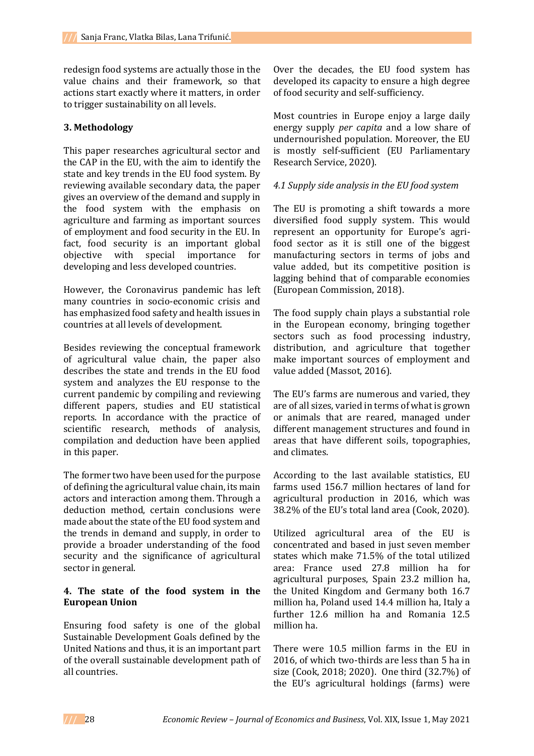redesign food systems are actually those in the value chains and their framework, so that actions start exactly where it matters, in order to trigger sustainability on all levels.

## 3. Methodology

This paper researches agricultural sector and the CAP in the EU, with the aim to identify the state and key trends in the EU food system. By reviewing available secondary data, the paper gives an overview of the demand and supply in the food system with the emphasis on agriculture and farming as important sources of employment and food security in the EU. In fact, food security is an important global objective with special importance for developing and less developed countries.

However, the Coronavirus pandemic has left many countries in socio-economic crisis and has emphasized food safety and health issues in countries at all levels of development.

Besides reviewing the conceptual framework of agricultural value chain, the paper also describes the state and trends in the EU food system and analyzes the EU response to the current pandemic by compiling and reviewing different papers, studies and EU statistical reports. In accordance with the practice of scientific research, methods of analysis, compilation and deduction have been applied in this paper.

The former two have been used for the purpose of defining the agricultural value chain, its main actors and interaction among them. Through a deduction method, certain conclusions were made about the state of the EU food system and the trends in demand and supply, in order to provide a broader understanding of the food security and the significance of agricultural sector in general.

## 4. The state of the food system in the European Union

Ensuring food safety is one of the global Sustainable Development Goals defined by the United Nations and thus, it is an important part of the overall sustainable development path of all countries.

Over the decades, the EU food system has developed its capacity to ensure a high degree of food security and self-sufficiency.

Most countries in Europe enjoy a large daily energy supply *per capita* and a low share of undernourished population. Moreover, the EU is mostly self-sufficient (EU Parliamentary Research Service, 2020).

### *4.1 Supply side analysis in the EU food system*

The EU is promoting a shift towards a more diversified food supply system. This would represent an opportunity for Europe's agri-food sector as it is still one of the biggest manufacturing sectors in terms of jobs and value added, but its competitive position is lagging behind that of comparable economies (European Commission, 2018).

The food supply chain plays a substantial role in the European economy, bringing together sectors such as food processing industry, distribution, and agriculture that together make important sources of employment and value added (Massot, 2016).

The EU's farms are numerous and varied, they are of all sizes, varied in terms of what is grown or animals that are reared, managed under different management structures and found in areas that have different soils, topographies, and climates.

According to the last available statistics, EU farms used 156.7 million hectares of land for agricultural production in 2016, which was 38.2% of the EU's total land area (Cook, 2020).

Utilized agricultural area of the EU is concentrated and based in just seven member states which make 71.5% of the total utilized area: France used 27.8 million ha for agricultural purposes, Spain 23.2 million ha, the United Kingdom and Germany both 16.7 million ha, Poland used 14.4 million ha, Italy a further 12.6 million ha and Romania 12.5 million ha.

There were 10.5 million farms in the EU in 2016, of which two-thirds are less than 5 ha in size (Cook, 2018; 2020). One third (32.7%) of the EU's agricultural holdings (farms) were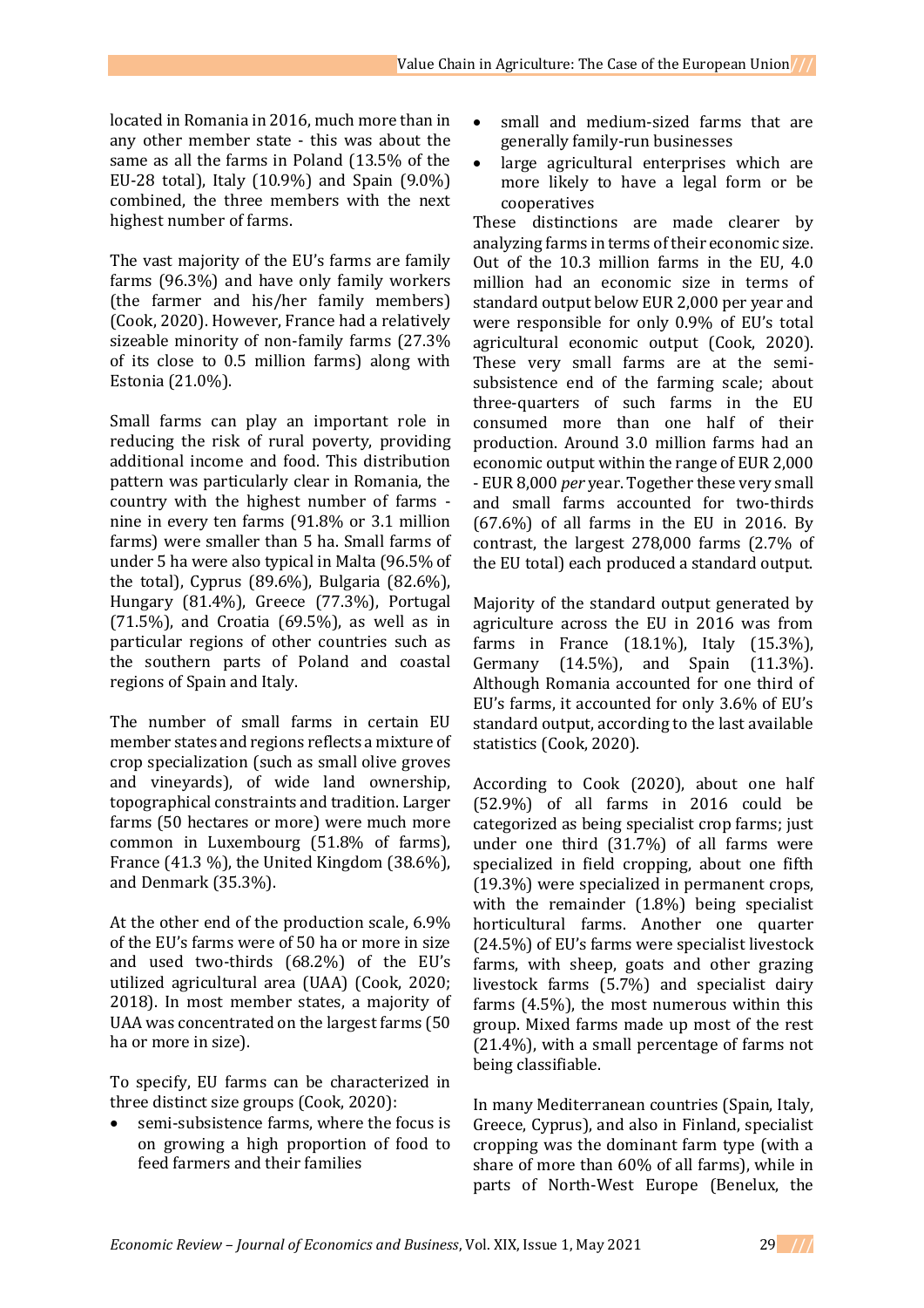located in Romania in 2016, much more than in any other member state - this was about the same as all the farms in Poland (13.5% of the EU-28 total), Italy (10.9%) and Spain (9.0%) combined, the three members with the next highest number of farms.

The vast majority of the EU's farms are family farms (96.3%) and have only family workers (the farmer and his/her family members) (Cook, 2020). However, France had a relatively sizeable minority of non-family farms (27.3% of its close to 0.5 million farms) along with Estonia (21.0%).

Small farms can play an important role in reducing the risk of rural poverty, providing additional income and food. This distribution pattern was particularly clear in Romania, the country with the highest number of farms - nine in every ten farms (91.8% or 3.1 million farms) were smaller than 5 ha. Small farms of under 5 ha were also typical in Malta (96.5% of the total), Cyprus (89.6%), Bulgaria (82.6%), Hungary (81.4%), Greece (77.3%), Portugal (71.5%), and Croatia (69.5%), as well as in particular regions of other countries such as the southern parts of Poland and coastal regions of Spain and Italy.

The number of small farms in certain EU member states and regions reflects a mixture of crop specialization (such as small olive groves and vineyards), of wide land ownership, topographical constraints and tradition. Larger farms (50 hectares or more) were much more common in Luxembourg (51.8% of farms), France (41.3 %), the United Kingdom (38.6%), and Denmark (35.3%).

At the other end of the production scale, 6.9% of the EU's farms were of 50 ha or more in size and used two-thirds (68.2%) of the EU's utilized agricultural area (UAA) (Cook, 2020; 2018). In most member states, a majority of UAA was concentrated on the largest farms (50 ha or more in size).

To specify, EU farms can be characterized in three distinct size groups (Cook, 2020):

- semi-subsistence farms, where the focus is on growing a high proportion of food to feed farmers and their families
- small and medium-sized farms that are generally family-run businesses
- large agricultural enterprises which are more likely to have a legal form or be cooperatives

These distinctions are made clearer by analyzing farms in terms of their economic size. Out of the 10.3 million farms in the EU, 4.0 million had an economic size in terms of standard output below EUR 2,000 per year and were responsible for only 0.9% of EU's total agricultural economic output (Cook, 2020). These very small farms are at the semi-subsistence end of the farming scale; about three-quarters of such farms in the EU consumed more than one half of their production. Around 3.0 million farms had an economic output within the range of EUR 2,000 - EUR 8,000 *per* year. Together these very small and small farms accounted for two-thirds (67.6%) of all farms in the EU in 2016. By contrast, the largest 278,000 farms (2.7% of the EU total) each produced a standard output.

Majority of the standard output generated by agriculture across the EU in 2016 was from farms in France (18.1%), Italy (15.3%), Germany (14.5%), and Spain (11.3%). Although Romania accounted for one third of EU's farms, it accounted for only 3.6% of EU's standard output, according to the last available statistics (Cook, 2020).

According to Cook (2020), about one half (52.9%) of all farms in 2016 could be categorized as being specialist crop farms; just under one third (31.7%) of all farms were specialized in field cropping, about one fifth (19.3%) were specialized in permanent crops, with the remainder (1.8%) being specialist horticultural farms. Another one quarter (24.5%) of EU's farms were specialist livestock farms, with sheep, goats and other grazing livestock farms (5.7%) and specialist dairy farms (4.5%), the most numerous within this group. Mixed farms made up most of the rest (21.4%), with a small percentage of farms not being classifiable.

In many Mediterranean countries (Spain, Italy, Greece, Cyprus), and also in Finland, specialist cropping was the dominant farm type (with a share of more than 60% of all farms), while in parts of North-West Europe (Benelux, the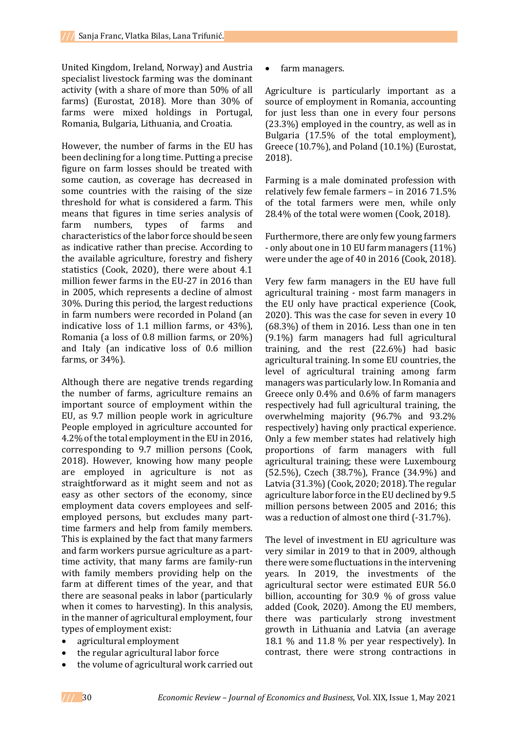United Kingdom, Ireland, Norway) and Austria specialist livestock farming was the dominant activity (with a share of more than 50% of all farms) (Eurostat, 2018). More than 30% of farms were mixed holdings in Portugal, Romania, Bulgaria, Lithuania, and Croatia.

However, the number of farms in the EU has been declining for a long time. Putting a precise figure on farm losses should be treated with some caution, as coverage has decreased in some countries with the raising of the size threshold for what is considered a farm. This means that figures in time series analysis of farm numbers, types of farms and characteristics of the labor force should be seen as indicative rather than precise. According to the available agriculture, forestry and fishery statistics (Cook, 2020), there were about 4.1 million fewer farms in the EU-27 in 2016 than in 2005, which represents a decline of almost 30%. During this period, the largest reductions in farm numbers were recorded in Poland (an indicative loss of 1.1 million farms, or 43%), Romania (a loss of 0.8 million farms, or 20%) and Italy (an indicative loss of 0.6 million farms, or 34%).

Although there are negative trends regarding the number of farms, agriculture remains an important source of employment within the EU, as 9.7 million people work in agriculture People employed in agriculture accounted for 4.2% of the total employment in the EU in 2016, corresponding to 9.7 million persons (Cook, 2018). However, knowing how many people are employed in agriculture is not as straightforward as it might seem and not as easy as other sectors of the economy, since employment data covers employees and self-employed persons, but excludes many part-time farmers and help from family members. This is explained by the fact that many farmers and farm workers pursue agriculture as a part-time activity, that many farms are family-run with family members providing help on the farm at different times of the year, and that there are seasonal peaks in labor (particularly when it comes to harvesting). In this analysis, in the manner of agricultural employment, four types of employment exist:

- agricultural employment
- the regular agricultural labor force
- the volume of agricultural work carried out
- farm managers.

Agriculture is particularly important as a source of employment in Romania, accounting for just less than one in every four persons (23.3%) employed in the country, as well as in Bulgaria (17.5% of the total employment), Greece (10.7%), and Poland (10.1%) (Eurostat, 2018).

Farming is a male dominated profession with relatively few female farmers – in 2016 71.5% of the total farmers were men, while only 28.4% of the total were women (Cook, 2018).

Furthermore, there are only few young farmers - only about one in 10 EU farm managers (11%) were under the age of 40 in 2016 (Cook, 2018).

Very few farm managers in the EU have full agricultural training - most farm managers in the EU only have practical experience (Cook, 2020). This was the case for seven in every 10 (68.3%) of them in 2016. Less than one in ten (9.1%) farm managers had full agricultural training, and the rest (22.6%) had basic agricultural training. In some EU countries, the level of agricultural training among farm managers was particularly low. In Romania and Greece only 0.4% and 0.6% of farm managers respectively had full agricultural training, the overwhelming majority (96.7% and 93.2% respectively) having only practical experience. Only a few member states had relatively high proportions of farm managers with full agricultural training; these were Luxembourg (52.5%), Czech (38.7%), France (34.9%) and Latvia (31.3%) (Cook, 2020; 2018). The regular agriculture labor force in the EU declined by 9.5 million persons between 2005 and 2016; this was a reduction of almost one third (-31.7%).

The level of investment in EU agriculture was very similar in 2019 to that in 2009, although there were some fluctuations in the intervening years. In 2019, the investments of the agricultural sector were estimated EUR 56.0 billion, accounting for 30.9 % of gross value added (Cook, 2020). Among the EU members, there was particularly strong investment growth in Lithuania and Latvia (an average 18.1 % and 11.8 % per year respectively). In contrast, there were strong contractions in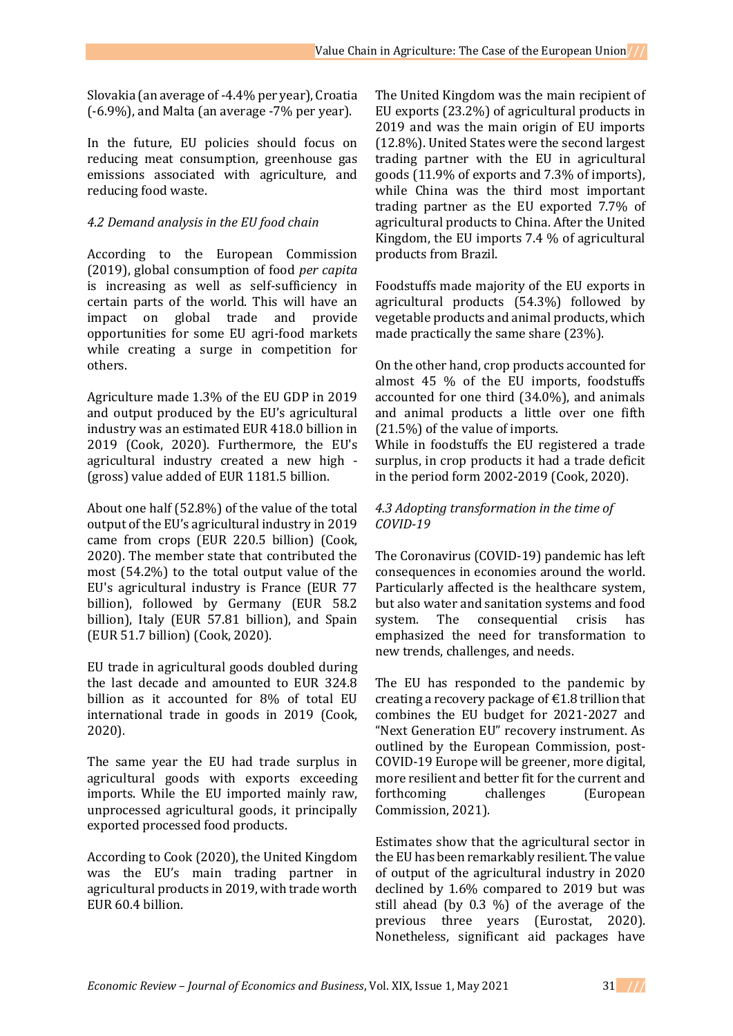Slovakia (an average of -4.4% per year), Croatia (-6.9%), and Malta (an average -7% per year).

In the future, EU policies should focus on reducing meat consumption, greenhouse gas emissions associated with agriculture, and reducing food waste.

### *4.2 Demand analysis in the EU food chain*

According to the European Commission (2019), global consumption of food *per capita* is increasing as well as self-sufficiency in certain parts of the world. This will have an impact on global trade and provide opportunities for some EU agri-food markets while creating a surge in competition for others.

Agriculture made 1.3% of the EU GDP in 2019 and output produced by the EU's agricultural industry was an estimated EUR 418.0 billion in 2019 (Cook, 2020). Furthermore, the EU's agricultural industry created a new high - (gross) value added of EUR 1181.5 billion.

About one half (52.8%) of the value of the total output of the EU's agricultural industry in 2019 came from crops (EUR 220.5 billion) (Cook, 2020). The member state that contributed the most (54.2%) to the total output value of the EU's agricultural industry is France (EUR 77 billion), followed by Germany (EUR 58.2 billion), Italy (EUR 57.81 billion), and Spain (EUR 51.7 billion) (Cook, 2020).

EU trade in agricultural goods doubled during the last decade and amounted to EUR 324.8 billion as it accounted for 8% of total EU international trade in goods in 2019 (Cook, 2020).

The same year the EU had trade surplus in agricultural goods with exports exceeding imports. While the EU imported mainly raw, unprocessed agricultural goods, it principally exported processed food products.

According to Cook (2020), the United Kingdom was the EU's main trading partner in agricultural products in 2019, with trade worth EUR 60.4 billion.

The United Kingdom was the main recipient of EU exports (23.2%) of agricultural products in 2019 and was the main origin of EU imports (12.8%). United States were the second largest trading partner with the EU in agricultural goods (11.9% of exports and 7.3% of imports), while China was the third most important trading partner as the EU exported 7.7% of agricultural products to China. After the United Kingdom, the EU imports 7.4 % of agricultural products from Brazil.

Foodstuffs made majority of the EU exports in agricultural products (54.3%) followed by vegetable products and animal products, which made practically the same share (23%).

On the other hand, crop products accounted for almost 45 % of the EU imports, foodstuffs accounted for one third (34.0%), and animals and animal products a little over one fifth (21.5%) of the value of imports.

While in foodstuffs the EU registered a trade surplus, in crop products it had a trade deficit in the period form 2002-2019 (Cook, 2020).

### *4.3 Adopting transformation in the time of COVID-19*

The Coronavirus (COVID-19) pandemic has left consequences in economies around the world. Particularly affected is the healthcare system, but also water and sanitation systems and food system. The consequential crisis has emphasized the need for transformation to new trends, challenges, and needs.

The EU has responded to the pandemic by creating a recovery package of €1.8 trillion that combines the EU budget for 2021-2027 and "Next Generation EU" recovery instrument. As outlined by the European Commission, post-COVID-19 Europe will be greener, more digital, more resilient and better fit for the current and forthcoming challenges (European Commission, 2021).

Estimates show that the agricultural sector in the EU has been remarkably resilient. The value of output of the agricultural industry in 2020 declined by 1.6% compared to 2019 but was still ahead (by 0.3 %) of the average of the previous three years (Eurostat, 2020). Nonetheless, significant aid packages have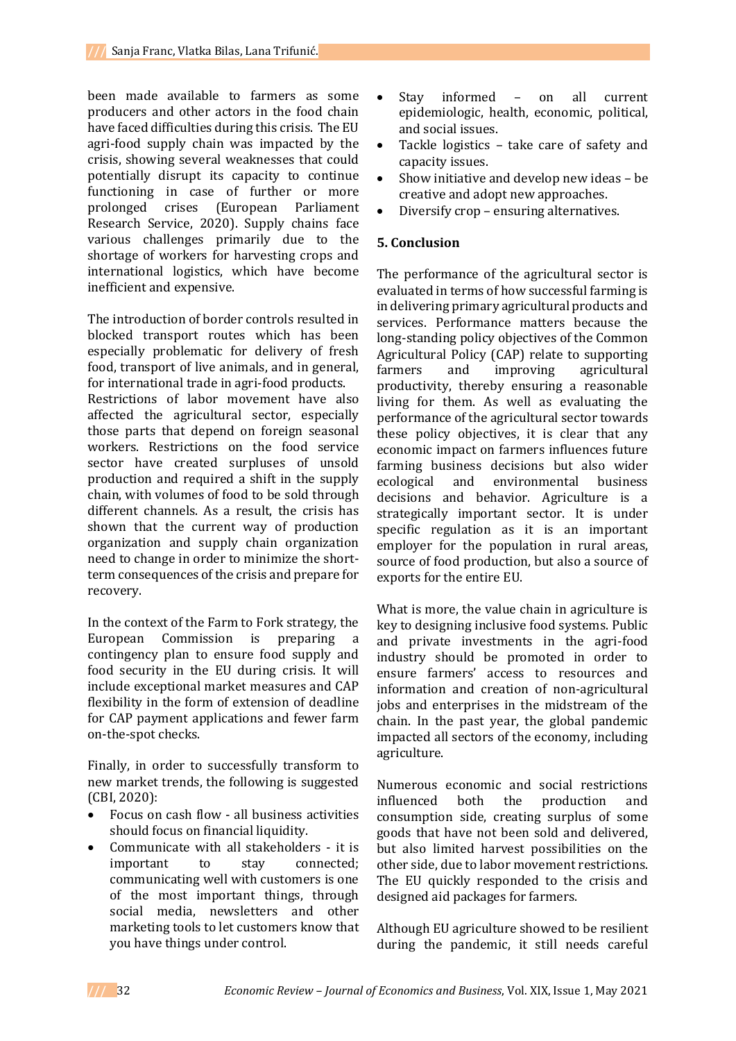been made available to farmers as some producers and other actors in the food chain have faced difficulties during this crisis. The EU agri-food supply chain was impacted by the crisis, showing several weaknesses that could potentially disrupt its capacity to continue functioning in case of further or more prolonged crises (European Parliament Research Service, 2020). Supply chains face various challenges primarily due to the shortage of workers for harvesting crops and international logistics, which have become inefficient and expensive.

The introduction of border controls resulted in blocked transport routes which has been especially problematic for delivery of fresh food, transport of live animals, and in general, for international trade in agri-food products. Restrictions of labor movement have also affected the agricultural sector, especially those parts that depend on foreign seasonal workers. Restrictions on the food service sector have created surpluses of unsold production and required a shift in the supply chain, with volumes of food to be sold through different channels. As a result, the crisis has shown that the current way of production organization and supply chain organization need to change in order to minimize the short-term consequences of the crisis and prepare for recovery.

In the context of the Farm to Fork strategy, the European Commission is preparing a contingency plan to ensure food supply and food security in the EU during crisis. It will include exceptional market measures and CAP flexibility in the form of extension of deadline for CAP payment applications and fewer farm on-the-spot checks.

Finally, in order to successfully transform to new market trends, the following is suggested (CBI, 2020):

- Focus on cash flow - all business activities should focus on financial liquidity.
- Communicate with all stakeholders - it is important to stay connected; communicating well with customers is one of the most important things, through social media, newsletters and other marketing tools to let customers know that you have things under control.
- Stay informed – on all current epidemiologic, health, economic, political, and social issues.
- Tackle logistics – take care of safety and capacity issues.
- Show initiative and develop new ideas – be creative and adopt new approaches.
- Diversify crop – ensuring alternatives.

## 5. Conclusion

The performance of the agricultural sector is evaluated in terms of how successful farming is in delivering primary agricultural products and services. Performance matters because the long-standing policy objectives of the Common Agricultural Policy (CAP) relate to supporting farmers and improving agricultural productivity, thereby ensuring a reasonable living for them. As well as evaluating the performance of the agricultural sector towards these policy objectives, it is clear that any economic impact on farmers influences future farming business decisions but also wider ecological and environmental business decisions and behavior. Agriculture is a strategically important sector. It is under specific regulation as it is an important employer for the population in rural areas, source of food production, but also a source of exports for the entire EU.

What is more, the value chain in agriculture is key to designing inclusive food systems. Public and private investments in the agri-food industry should be promoted in order to ensure farmers' access to resources and information and creation of non-agricultural jobs and enterprises in the midstream of the chain. In the past year, the global pandemic impacted all sectors of the economy, including agriculture.

Numerous economic and social restrictions influenced both the production and consumption side, creating surplus of some goods that have not been sold and delivered, but also limited harvest possibilities on the other side, due to labor movement restrictions. The EU quickly responded to the crisis and designed aid packages for farmers.

Although EU agriculture showed to be resilient during the pandemic, it still needs careful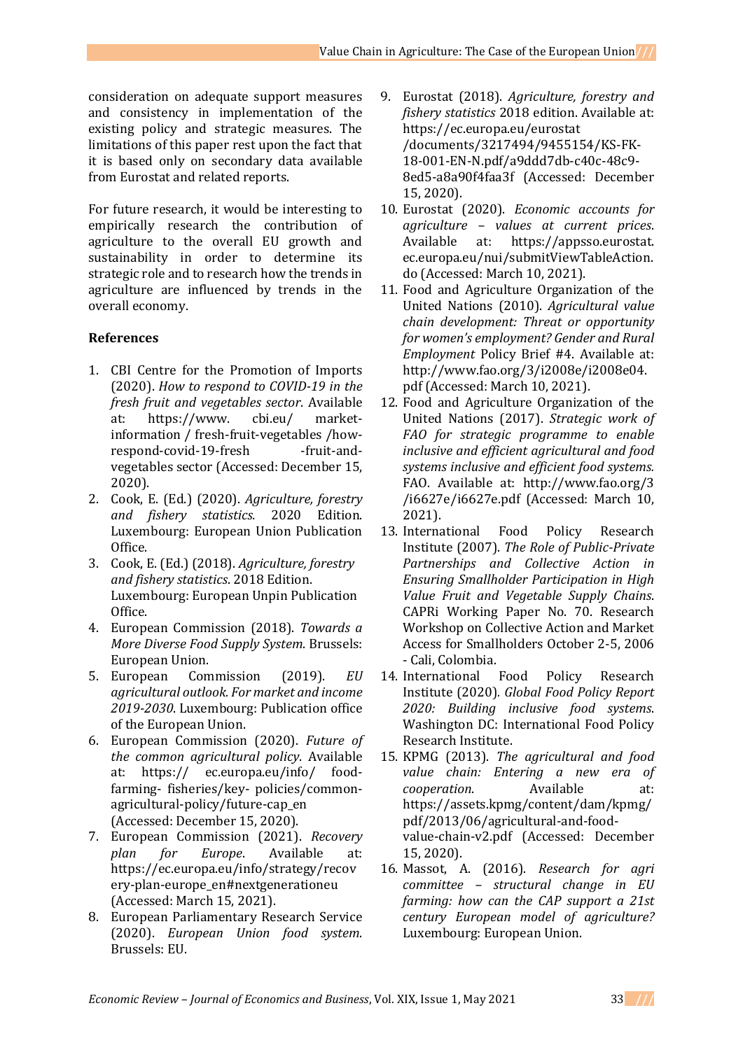consideration on adequate support measures and consistency in implementation of the existing policy and strategic measures. The limitations of this paper rest upon the fact that it is based only on secondary data available from Eurostat and related reports.

For future research, it would be interesting to empirically research the contribution of agriculture to the overall EU growth and sustainability in order to determine its strategic role and to research how the trends in agriculture are influenced by trends in the overall economy.

## References

1. CBI Centre for the Promotion of Imports (2020). *How to respond to COVID-19 in the fresh fruit and vegetables sector*. Available at: https://www. cbi.eu/ market-information / fresh-fruit-vegetables /how-respond-covid-19-fresh -fruit-and-vegetables sector (Accessed: December 15, 2020).
2. Cook, E. (Ed.) (2020). *Agriculture, forestry and fishery statistics*. 2020 Edition. Luxembourg: European Union Publication Office.
3. Cook, E. (Ed.) (2018). *Agriculture, forestry and fishery statistics*. 2018 Edition. Luxembourg: European Unpin Publication Office.
4. European Commission (2018). *Towards a More Diverse Food Supply System*. Brussels: European Union.
5. European Commission (2019). *EU agricultural outlook. For market and income 2019-2030*. Luxembourg: Publication office of the European Union.
6. European Commission (2020). *Future of the common agricultural policy*. Available at: https:// ec.europa.eu/info/ food-farming- fisheries/key- policies/common-agricultural-policy/future-cap_en (Accessed: December 15, 2020).
7. European Commission (2021). *Recovery plan for Europe*. Available at: https://ec.europa.eu/info/strategy/recovery-plan-europe_en#nextgenerationeu (Accessed: March 15, 2021).
8. European Parliamentary Research Service (2020). *European Union food system*. Brussels: EU.
9. Eurostat (2018). *Agriculture, forestry and fishery statistics* 2018 edition. Available at: https://ec.europa.eu/eurostat /documents/3217494/9455154/KS-FK-18-001-EN-N.pdf/a9ddd7db-c40c-48c9-8ed5-a8a90f4faa3f (Accessed: December 15, 2020).
10. Eurostat (2020). *Economic accounts for agriculture – values at current prices*. Available at: https://appsso.eurostat.ec.europa.eu/nui/submitViewTableAction.do (Accessed: March 10, 2021).
11. Food and Agriculture Organization of the United Nations (2010). *Agricultural value chain development: Threat or opportunity for women's employment? Gender and Rural Employment* Policy Brief #4. Available at: http://www.fao.org/3/i2008e/i2008e04.pdf (Accessed: March 10, 2021).
12. Food and Agriculture Organization of the United Nations (2017). *Strategic work of FAO for strategic programme to enable inclusive and efficient agricultural and food systems inclusive and efficient food systems.* FAO. Available at: http://www.fao.org/3 /i6627e/i6627e.pdf (Accessed: March 10, 2021).
13. International Food Policy Research Institute (2007). *The Role of Public-Private Partnerships and Collective Action in Ensuring Smallholder Participation in High Value Fruit and Vegetable Supply Chains*. CAPRi Working Paper No. 70. Research Workshop on Collective Action and Market Access for Smallholders October 2-5, 2006 - Cali, Colombia.
14. International Food Policy Research Institute (2020). *Global Food Policy Report 2020: Building inclusive food systems*. Washington DC: International Food Policy Research Institute.
15. KPMG (2013). *The agricultural and food value chain: Entering a new era of cooperation*. Available at: https://assets.kpmg/content/dam/kpmg/pdf/2013/06/agricultural-and-food-value-chain-v2.pdf (Accessed: December 15, 2020).
16. Massot, A. (2016). *Research for agri committee – structural change in EU farming: how can the CAP support a 21st century European model of agriculture?* Luxembourg: European Union.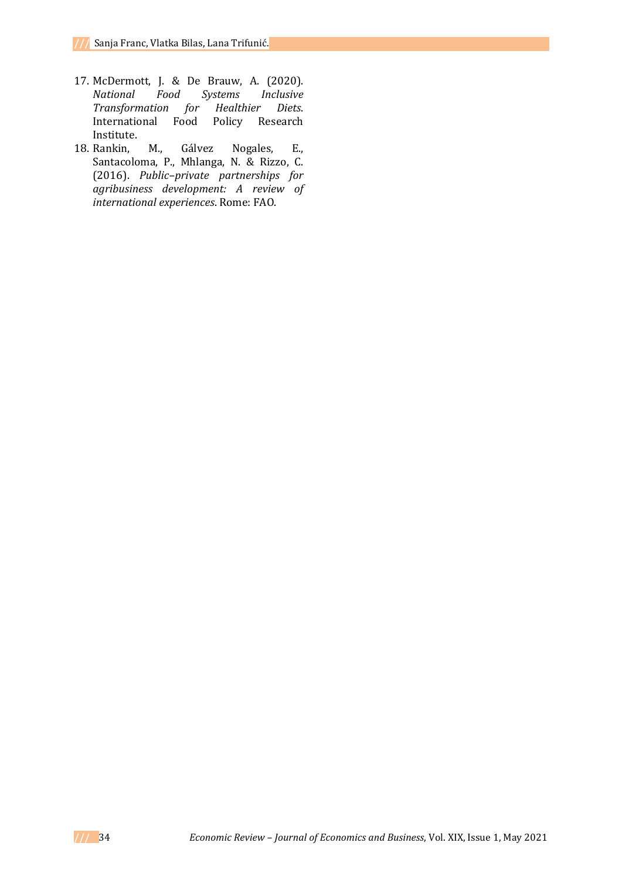17. McDermott, J. & De Brauw, A. (2020). *National Food Systems Inclusive Transformation for Healthier Diets*. International Food Policy Research Institute.
18. Rankin, M., Gálvez Nogales, E., Santacoloma, P., Mhlanga, N. & Rizzo, C. (2016). *Public–private partnerships for agribusiness development: A review of international experiences*. Rome: FAO.